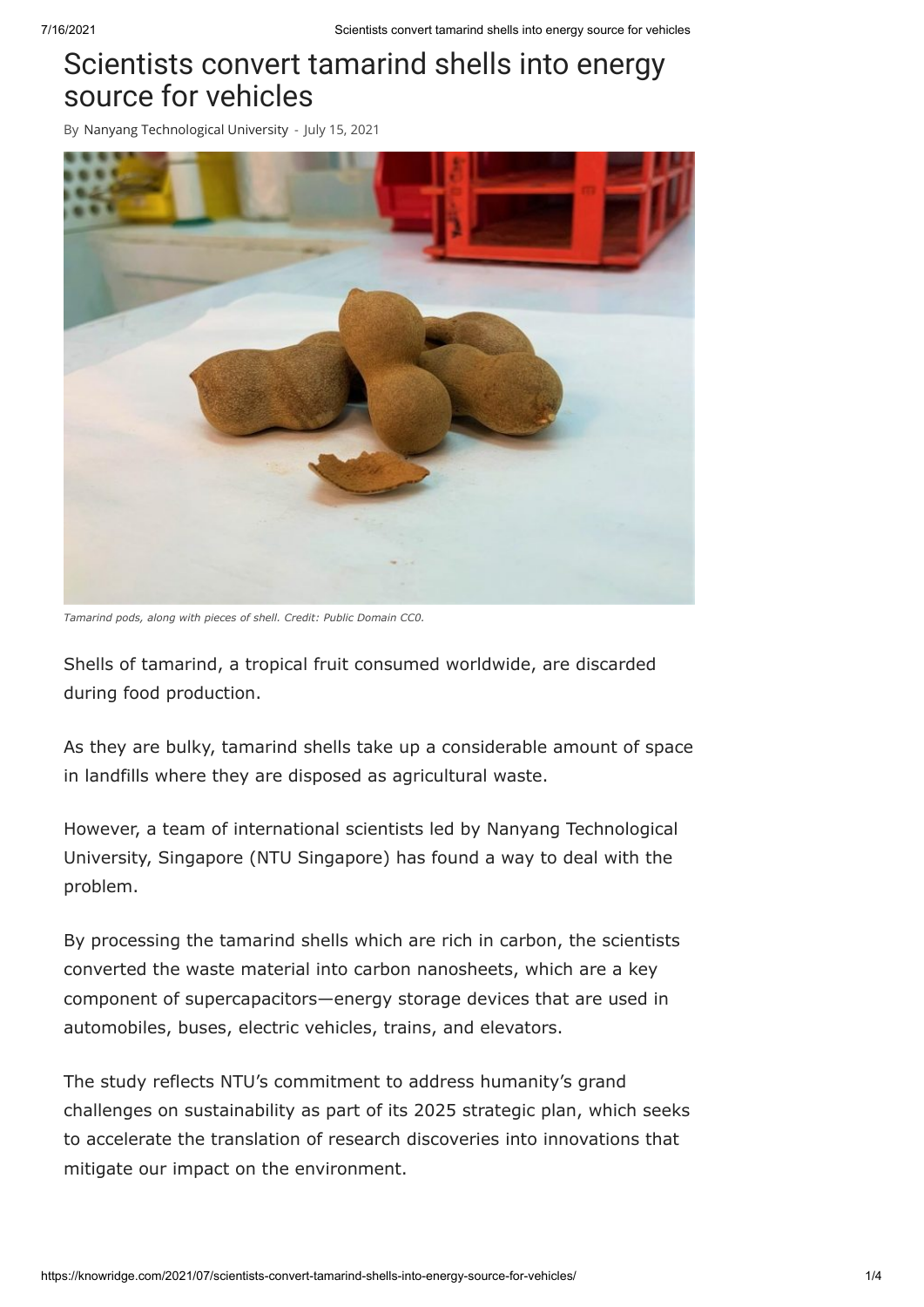# Scientists convert tamarind shells into energy source for vehicles

By Nanyang Technological University - July 15, 2021

*Tamarind pods, along with pieces of shell. Credit: Public Domain CC0.*

Shells of tamarind, a tropical fruit consumed worldwide, are discarded during food production.

As they are bulky, tamarind shells take up a considerable amount of space in landfills where they are disposed as agricultural waste.

However, a team of international scientists led by Nanyang Technological University, Singapore (NTU Singapore) has found a way to deal with the problem.

By processing the tamarind shells which are rich in carbon, the scientists converted the waste material into carbon nanosheets, which are a key component of supercapacitors—energy storage devices that are used in automobiles, buses, electric vehicles, trains, and elevators.

The study reflects NTU's commitment to address humanity's grand challenges on sustainability as part of its 2025 strategic plan, which seeks to accelerate the translation of research discoveries into innovations that mitigate our impact on the environment.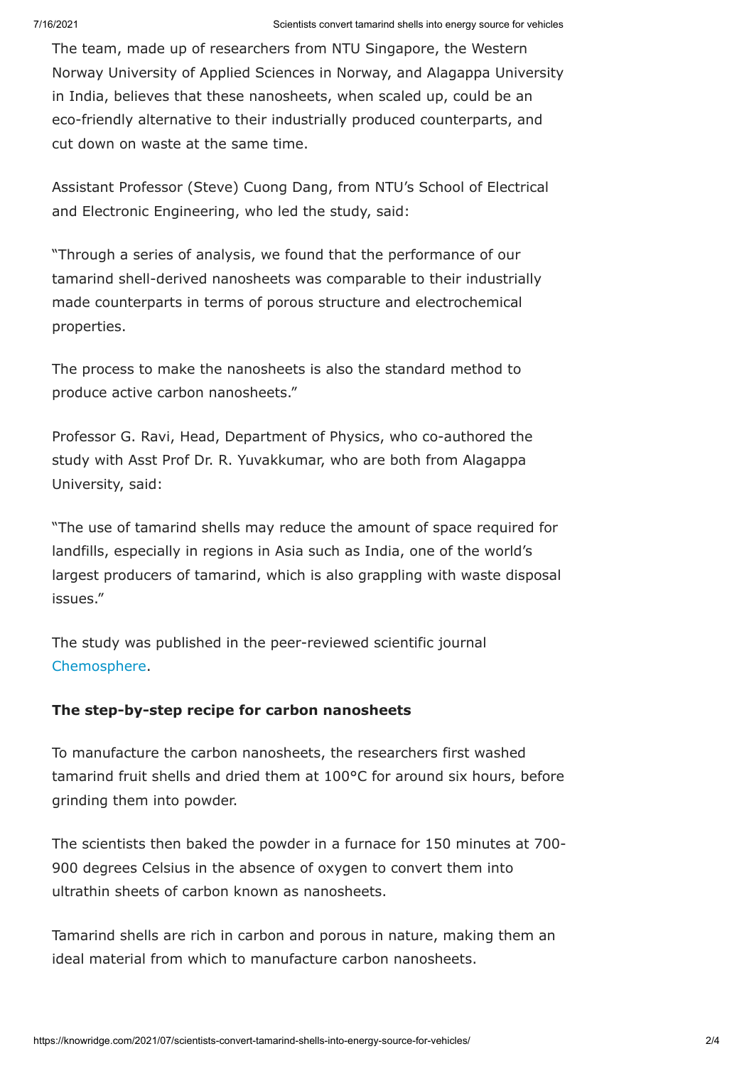The team, made up of researchers from NTU Singapore, the Western Norway University of Applied Sciences in Norway, and Alagappa University in India, believes that these nanosheets, when scaled up, could be an eco-friendly alternative to their industrially produced counterparts, and cut down on waste at the same time.

Assistant Professor (Steve) Cuong Dang, from NTU's School of Electrical and Electronic Engineering, who led the study, said:

"Through a series of analysis, we found that the performance of our tamarind shell-derived nanosheets was comparable to their industrially made counterparts in terms of porous structure and electrochemical properties.

The process to make the nanosheets is also the standard method to produce active carbon nanosheets."

Professor G. Ravi, Head, Department of Physics, who co-authored the study with Asst Prof Dr. R. Yuvakkumar, who are both from Alagappa University, said:

"The use of tamarind shells may reduce the amount of space required for landfills, especially in regions in Asia such as India, one of the world's largest producers of tamarind, which is also grappling with waste disposal issues."

The study was published in the peer-reviewed scientific journal Chemosphere.

**The step-by-step recipe for carbon nanosheets**

To manufacture the carbon nanosheets, the researchers first washed tamarind fruit shells and dried them at 100°C for around six hours, before grinding them into powder.

The scientists then baked the powder in a furnace for 150 minutes at 700-900 degrees Celsius in the absence of oxygen to convert them into ultrathin sheets of carbon known as nanosheets.

Tamarind shells are rich in carbon and porous in nature, making them an ideal material from which to manufacture carbon nanosheets.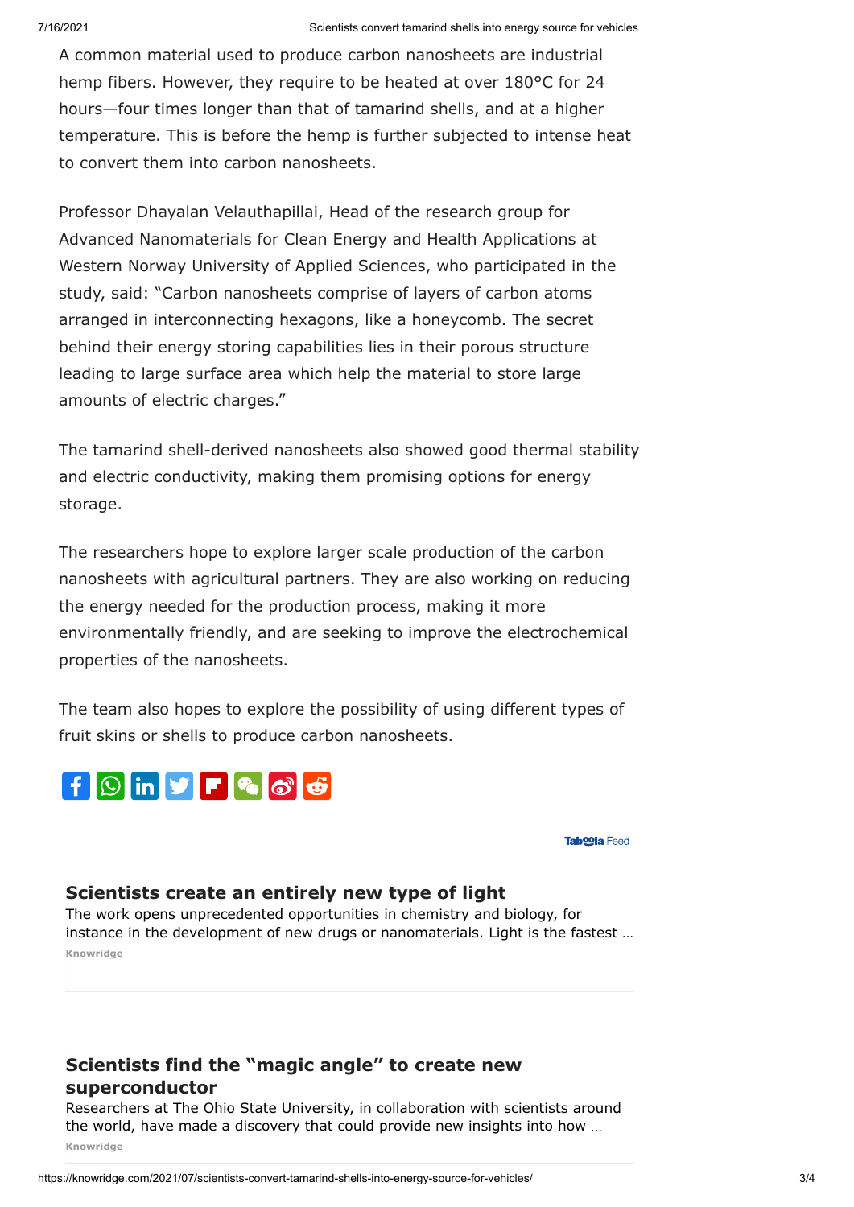A common material used to produce carbon nanosheets are industrial hemp fibers. However, they require to be heated at over 180°C for 24 hours—four times longer than that of tamarind shells, and at a higher temperature. This is before the hemp is further subjected to intense heat to convert them into carbon nanosheets.

Professor Dhayalan Velauthapillai, Head of the research group for Advanced Nanomaterials for Clean Energy and Health Applications at Western Norway University of Applied Sciences, who participated in the study, said: "Carbon nanosheets comprise of layers of carbon atoms arranged in interconnecting hexagons, like a honeycomb. The secret behind their energy storing capabilities lies in their porous structure leading to large surface area which help the material to store large amounts of electric charges."

The tamarind shell-derived nanosheets also showed good thermal stability and electric conductivity, making them promising options for energy storage.

The researchers hope to explore larger scale production of the carbon nanosheets with agricultural partners. They are also working on reducing the energy needed for the production process, making it more environmentally friendly, and are seeking to improve the electrochemical properties of the nanosheets.

The team also hopes to explore the possibility of using different types of fruit skins or shells to produce carbon nanosheets.

Taboola Feed

## Scientists create an entirely new type of light

The work opens unprecedented opportunities in chemistry and biology, for instance in the development of new drugs or nanomaterials. Light is the fastest …

Knowridge

## Scientists find the "magic angle" to create new superconductor

Researchers at The Ohio State University, in collaboration with scientists around the world, have made a discovery that could provide new insights into how …

Knowridge